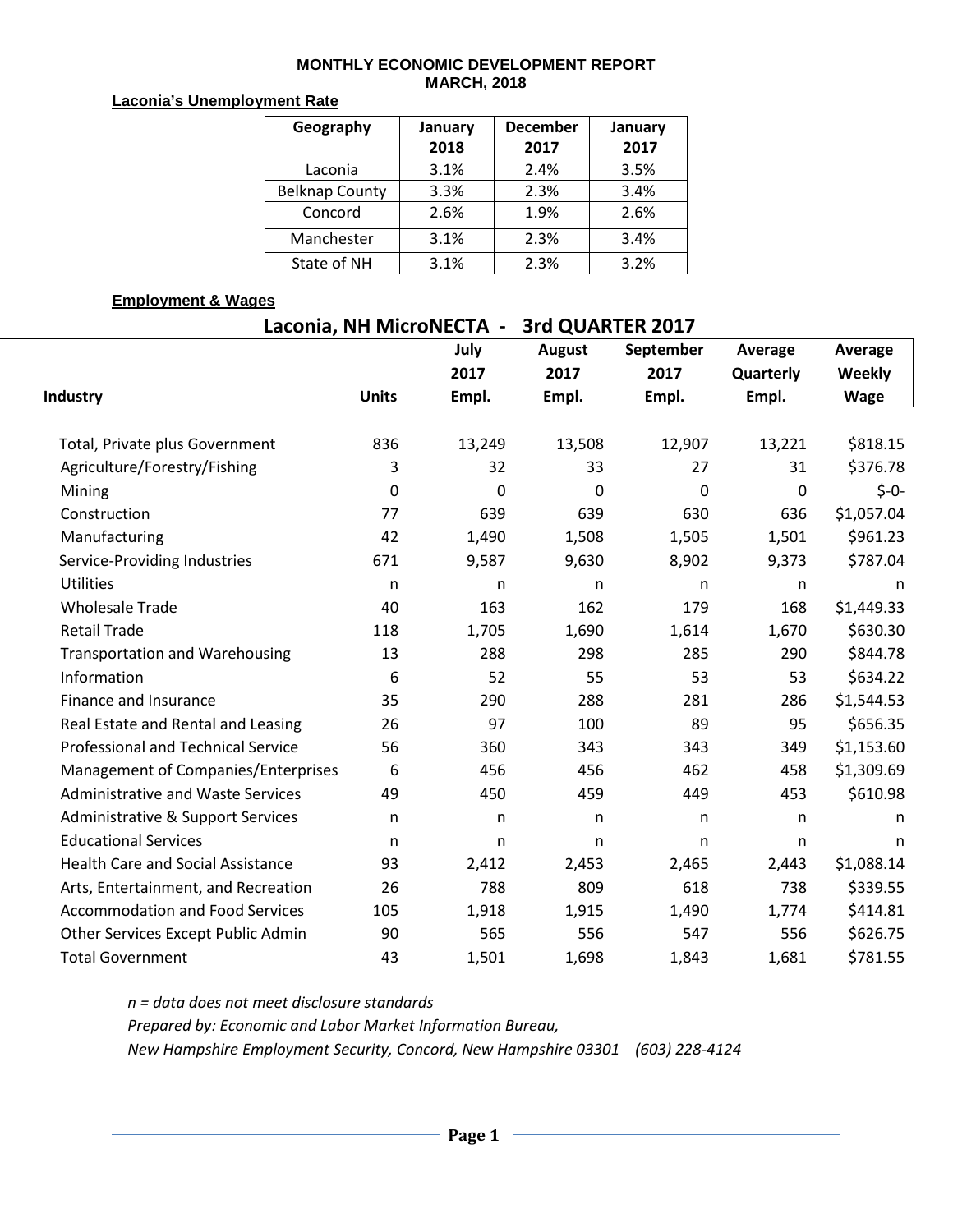# MONTHLY ECONOMIC DEVELOPMENT REPORT
## MARCH, 2018

**Laconia's Unemployment Rate**

| Geography | January 2018 | December 2017 | January 2017 |
|---|---|---|---|
| Laconia | 3.1% | 2.4% | 3.5% |
| Belknap County | 3.3% | 2.3% | 3.4% |
| Concord | 2.6% | 1.9% | 2.6% |
| Manchester | 3.1% | 2.3% | 3.4% |
| State of NH | 3.1% | 2.3% | 3.2% |

**Employment & Wages**

### Laconia, NH MicroNECTA - 3rd QUARTER 2017

| Industry | Units | July 2017 Empl. | August 2017 Empl. | September 2017 Empl. | Average Quarterly Empl. | Average Weekly Wage |
|---|---|---|---|---|---|---|
| Total, Private plus Government | 836 | 13,249 | 13,508 | 12,907 | 13,221 | $818.15 |
| Agriculture/Forestry/Fishing | 3 | 32 | 33 | 27 | 31 | $376.78 |
| Mining | 0 | 0 | 0 | 0 | 0 | $-0- |
| Construction | 77 | 639 | 639 | 630 | 636 | $1,057.04 |
| Manufacturing | 42 | 1,490 | 1,508 | 1,505 | 1,501 | $961.23 |
| Service-Providing Industries | 671 | 9,587 | 9,630 | 8,902 | 9,373 | $787.04 |
| Utilities | n | n | n | n | n | n |
| Wholesale Trade | 40 | 163 | 162 | 179 | 168 | $1,449.33 |
| Retail Trade | 118 | 1,705 | 1,690 | 1,614 | 1,670 | $630.30 |
| Transportation and Warehousing | 13 | 288 | 298 | 285 | 290 | $844.78 |
| Information | 6 | 52 | 55 | 53 | 53 | $634.22 |
| Finance and Insurance | 35 | 290 | 288 | 281 | 286 | $1,544.53 |
| Real Estate and Rental and Leasing | 26 | 97 | 100 | 89 | 95 | $656.35 |
| Professional and Technical Service | 56 | 360 | 343 | 343 | 349 | $1,153.60 |
| Management of Companies/Enterprises | 6 | 456 | 456 | 462 | 458 | $1,309.69 |
| Administrative and Waste Services | 49 | 450 | 459 | 449 | 453 | $610.98 |
| Administrative & Support Services | n | n | n | n | n | n |
| Educational Services | n | n | n | n | n | n |
| Health Care and Social Assistance | 93 | 2,412 | 2,453 | 2,465 | 2,443 | $1,088.14 |
| Arts, Entertainment, and Recreation | 26 | 788 | 809 | 618 | 738 | $339.55 |
| Accommodation and Food Services | 105 | 1,918 | 1,915 | 1,490 | 1,774 | $414.81 |
| Other Services Except Public Admin | 90 | 565 | 556 | 547 | 556 | $626.75 |
| Total Government | 43 | 1,501 | 1,698 | 1,843 | 1,681 | $781.55 |

*n = data does not meet disclosure standards*

*Prepared by: Economic and Labor Market Information Bureau,*

*New Hampshire Employment Security, Concord, New Hampshire 03301 (603) 228-4124*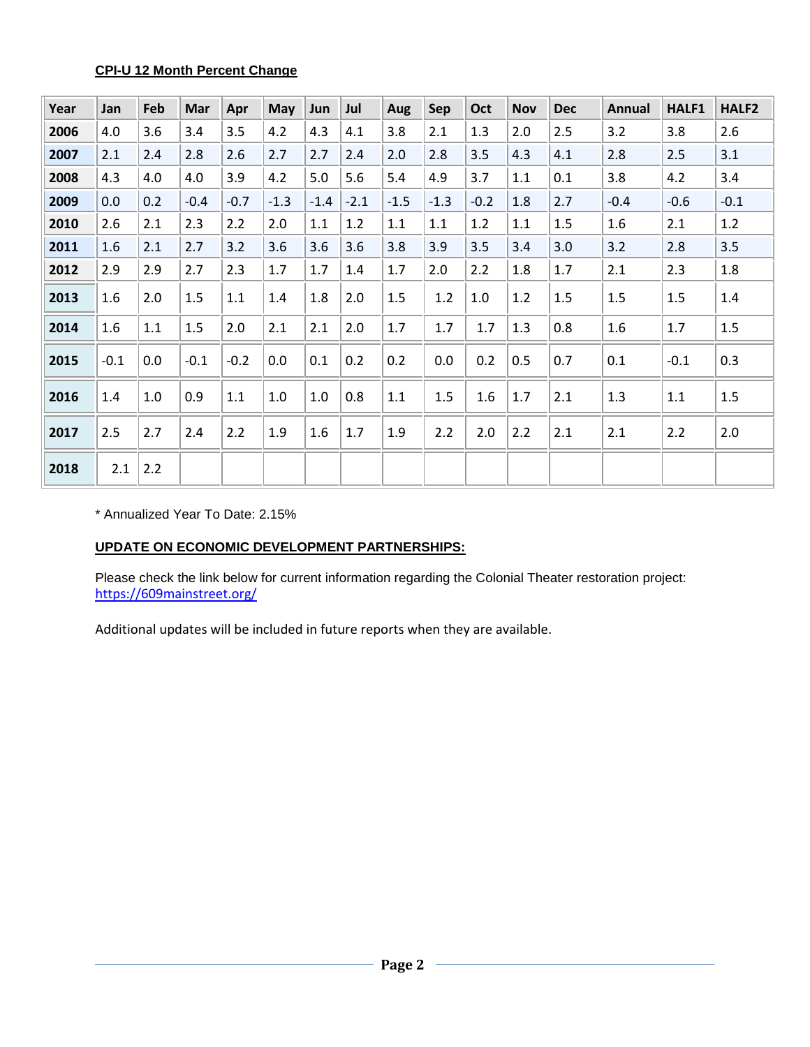**CPI-U 12 Month Percent Change**

| Year | Jan | Feb | Mar | Apr | May | Jun | Jul | Aug | Sep | Oct | Nov | Dec | Annual | HALF1 | HALF2 |
|---|---|---|---|---|---|---|---|---|---|---|---|---|---|---|---|
| 2006 | 4.0 | 3.6 | 3.4 | 3.5 | 4.2 | 4.3 | 4.1 | 3.8 | 2.1 | 1.3 | 2.0 | 2.5 | 3.2 | 3.8 | 2.6 |
| 2007 | 2.1 | 2.4 | 2.8 | 2.6 | 2.7 | 2.7 | 2.4 | 2.0 | 2.8 | 3.5 | 4.3 | 4.1 | 2.8 | 2.5 | 3.1 |
| 2008 | 4.3 | 4.0 | 4.0 | 3.9 | 4.2 | 5.0 | 5.6 | 5.4 | 4.9 | 3.7 | 1.1 | 0.1 | 3.8 | 4.2 | 3.4 |
| 2009 | 0.0 | 0.2 | -0.4 | -0.7 | -1.3 | -1.4 | -2.1 | -1.5 | -1.3 | -0.2 | 1.8 | 2.7 | -0.4 | -0.6 | -0.1 |
| 2010 | 2.6 | 2.1 | 2.3 | 2.2 | 2.0 | 1.1 | 1.2 | 1.1 | 1.1 | 1.2 | 1.1 | 1.5 | 1.6 | 2.1 | 1.2 |
| 2011 | 1.6 | 2.1 | 2.7 | 3.2 | 3.6 | 3.6 | 3.6 | 3.8 | 3.9 | 3.5 | 3.4 | 3.0 | 3.2 | 2.8 | 3.5 |
| 2012 | 2.9 | 2.9 | 2.7 | 2.3 | 1.7 | 1.7 | 1.4 | 1.7 | 2.0 | 2.2 | 1.8 | 1.7 | 2.1 | 2.3 | 1.8 |
| 2013 | 1.6 | 2.0 | 1.5 | 1.1 | 1.4 | 1.8 | 2.0 | 1.5 | 1.2 | 1.0 | 1.2 | 1.5 | 1.5 | 1.5 | 1.4 |
| 2014 | 1.6 | 1.1 | 1.5 | 2.0 | 2.1 | 2.1 | 2.0 | 1.7 | 1.7 | 1.7 | 1.3 | 0.8 | 1.6 | 1.7 | 1.5 |
| 2015 | -0.1 | 0.0 | -0.1 | -0.2 | 0.0 | 0.1 | 0.2 | 0.2 | 0.0 | 0.2 | 0.5 | 0.7 | 0.1 | -0.1 | 0.3 |
| 2016 | 1.4 | 1.0 | 0.9 | 1.1 | 1.0 | 1.0 | 0.8 | 1.1 | 1.5 | 1.6 | 1.7 | 2.1 | 1.3 | 1.1 | 1.5 |
| 2017 | 2.5 | 2.7 | 2.4 | 2.2 | 1.9 | 1.6 | 1.7 | 1.9 | 2.2 | 2.0 | 2.2 | 2.1 | 2.1 | 2.2 | 2.0 |
| 2018 | 2.1 | 2.2 | | | | | | | | | | | | | |

* Annualized Year To Date: 2.15%

**UPDATE ON ECONOMIC DEVELOPMENT PARTNERSHIPS:**

Please check the link below for current information regarding the Colonial Theater restoration project:
https://609mainstreet.org/

Additional updates will be included in future reports when they are available.